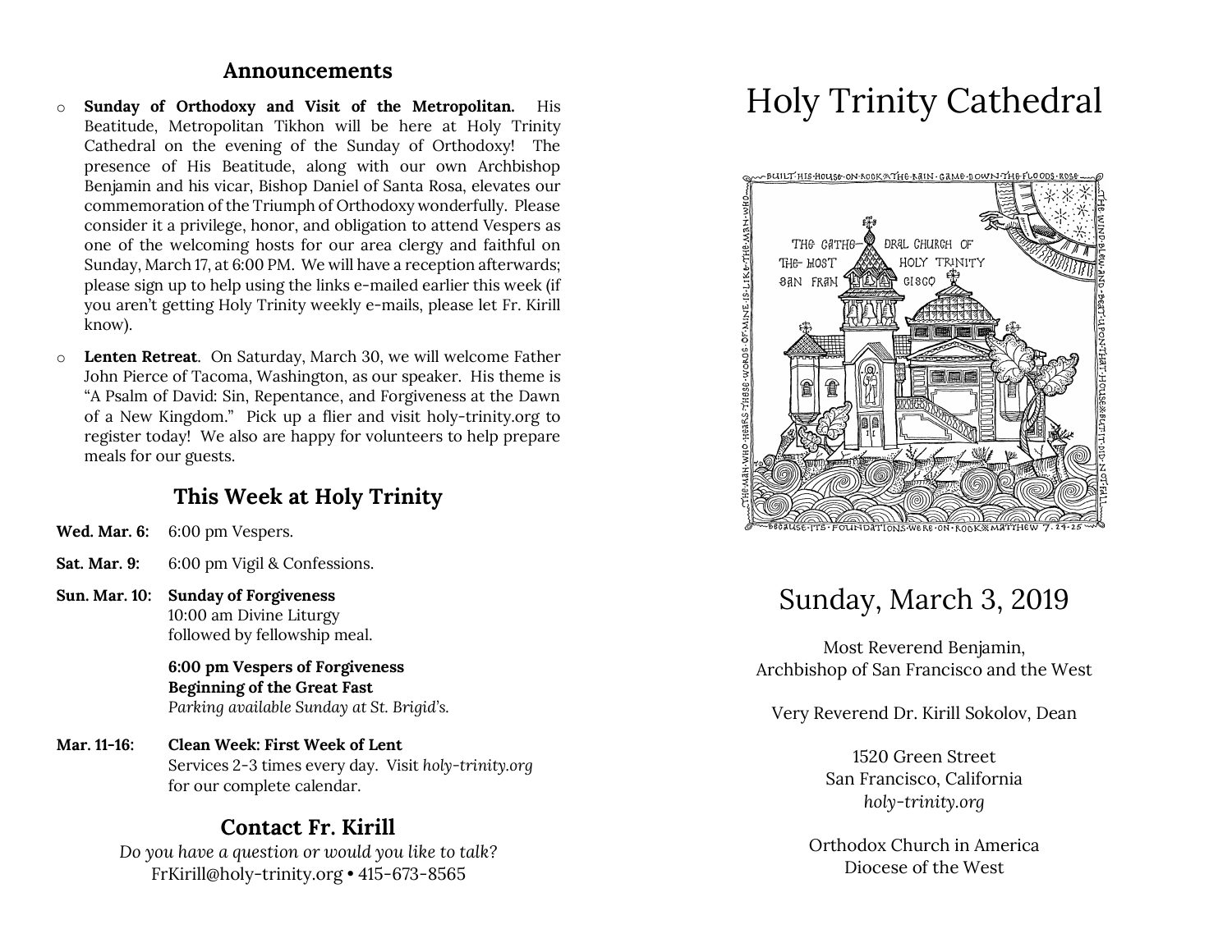## Announcements

- **Sunday of Orthodoxy and Visit of the Metropolitan.** His Beatitude, Metropolitan Tikhon will be here at Holy Trinity Cathedral on the evening of the Sunday of Orthodoxy! The presence of His Beatitude, along with our own Archbishop Benjamin and his vicar, Bishop Daniel of Santa Rosa, elevates our commemoration of the Triumph of Orthodoxy wonderfully. Please consider it a privilege, honor, and obligation to attend Vespers as one of the welcoming hosts for our area clergy and faithful on Sunday, March 17, at 6:00 PM. We will have a reception afterwards; please sign up to help using the links e-mailed earlier this week (if you aren't getting Holy Trinity weekly e-mails, please let Fr. Kirill know).
- **Lenten Retreat**. On Saturday, March 30, we will welcome Father John Pierce of Tacoma, Washington, as our speaker. His theme is "A Psalm of David: Sin, Repentance, and Forgiveness at the Dawn of a New Kingdom." Pick up a flier and visit holy-trinity.org to register today! We also are happy for volunteers to help prepare meals for our guests.

## This Week at Holy Trinity

**Wed. Mar. 6:** 6:00 pm Vespers.

**Sat. Mar. 9:** 6:00 pm Vigil & Confessions.

**Sun. Mar. 10:** **Sunday of Forgiveness**
10:00 am Divine Liturgy
followed by fellowship meal.

**6:00 pm Vespers of Forgiveness**
**Beginning of the Great Fast**
*Parking available Sunday at St. Brigid's.*

**Mar. 11-16:** **Clean Week: First Week of Lent**
Services 2-3 times every day. Visit *holy-trinity.org* for our complete calendar.

## Contact Fr. Kirill

*Do you have a question or would you like to talk?*
FrKirill@holy-trinity.org • 415-673-8565

# Holy Trinity Cathedral

BUILT HIS HOUSE ON ROCK ※ THE RAIN CAME DOWN THE FLOODS ROSE ~ THE WIND BLEW AND BEAT UPON THAT HOUSE ※ BUT IT DID NOT FALL ~ BECAUSE ITS FOUNDATIONS WERE ON ROCK ※ MATTHEW 7. 24-25 ~ THE MAN WHO HEARS THESE WORDS OF MINE IS LIKE THE MAN WHO

THE CATHEDRAL CHURCH OF THE MOST HOLY TRINITY SAN FRANCISCO

## Sunday, March 3, 2019

Most Reverend Benjamin,
Archbishop of San Francisco and the West

Very Reverend Dr. Kirill Sokolov, Dean

1520 Green Street
San Francisco, California
*holy-trinity.org*

Orthodox Church in America
Diocese of the West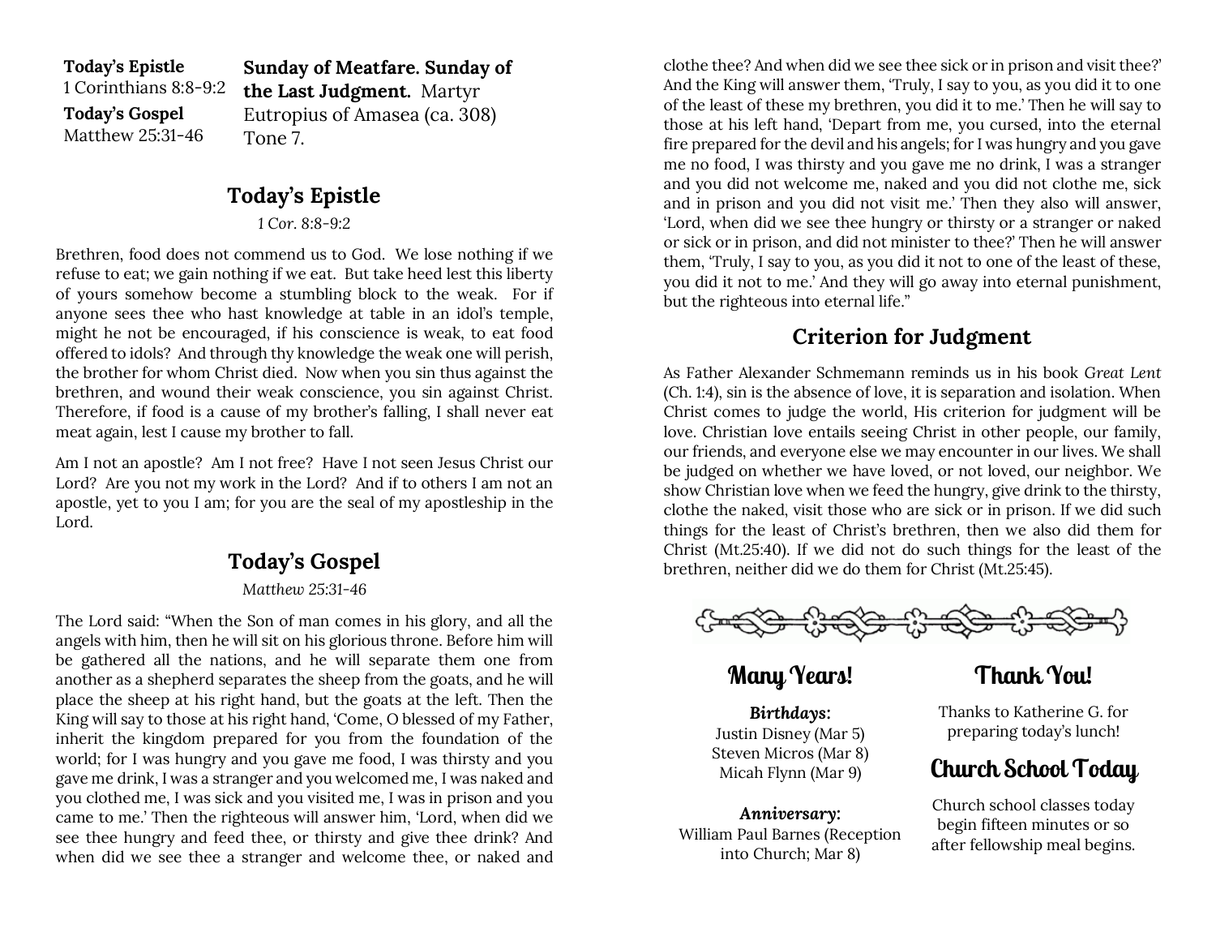**Today's Epistle**
1 Corinthians 8:8-9:2

**Today's Gospel**
Matthew 25:31-46

**Sunday of Meatfare. Sunday of the Last Judgment.** Martyr Eutropius of Amasea (ca. 308) Tone 7.

## Today's Epistle

*1 Cor. 8:8-9:2*

Brethren, food does not commend us to God. We lose nothing if we refuse to eat; we gain nothing if we eat. But take heed lest this liberty of yours somehow become a stumbling block to the weak. For if anyone sees thee who hast knowledge at table in an idol's temple, might he not be encouraged, if his conscience is weak, to eat food offered to idols? And through thy knowledge the weak one will perish, the brother for whom Christ died. Now when you sin thus against the brethren, and wound their weak conscience, you sin against Christ. Therefore, if food is a cause of my brother's falling, I shall never eat meat again, lest I cause my brother to fall.

Am I not an apostle? Am I not free? Have I not seen Jesus Christ our Lord? Are you not my work in the Lord? And if to others I am not an apostle, yet to you I am; for you are the seal of my apostleship in the Lord.

## Today's Gospel

*Matthew 25:31-46*

The Lord said: "When the Son of man comes in his glory, and all the angels with him, then he will sit on his glorious throne. Before him will be gathered all the nations, and he will separate them one from another as a shepherd separates the sheep from the goats, and he will place the sheep at his right hand, but the goats at the left. Then the King will say to those at his right hand, 'Come, O blessed of my Father, inherit the kingdom prepared for you from the foundation of the world; for I was hungry and you gave me food, I was thirsty and you gave me drink, I was a stranger and you welcomed me, I was naked and you clothed me, I was sick and you visited me, I was in prison and you came to me.' Then the righteous will answer him, 'Lord, when did we see thee hungry and feed thee, or thirsty and give thee drink? And when did we see thee a stranger and welcome thee, or naked and clothe thee? And when did we see thee sick or in prison and visit thee?' And the King will answer them, 'Truly, I say to you, as you did it to one of the least of these my brethren, you did it to me.' Then he will say to those at his left hand, 'Depart from me, you cursed, into the eternal fire prepared for the devil and his angels; for I was hungry and you gave me no food, I was thirsty and you gave me no drink, I was a stranger and you did not welcome me, naked and you did not clothe me, sick and in prison and you did not visit me.' Then they also will answer, 'Lord, when did we see thee hungry or thirsty or a stranger or naked or sick or in prison, and did not minister to thee?' Then he will answer them, 'Truly, I say to you, as you did it not to one of the least of these, you did it not to me.' And they will go away into eternal punishment, but the righteous into eternal life."

## Criterion for Judgment

As Father Alexander Schmemann reminds us in his book *Great Lent* (Ch. 1:4), sin is the absence of love, it is separation and isolation. When Christ comes to judge the world, His criterion for judgment will be love. Christian love entails seeing Christ in other people, our family, our friends, and everyone else we may encounter in our lives. We shall be judged on whether we have loved, or not loved, our neighbor. We show Christian love when we feed the hungry, give drink to the thirsty, clothe the naked, visit those who are sick or in prison. If we did such things for the least of Christ's brethren, then we also did them for Christ (Mt.25:40). If we did not do such things for the least of the brethren, neither did we do them for Christ (Mt.25:45).

## Many Years!

***Birthdays:***
Justin Disney (Mar 5)
Steven Micros (Mar 8)
Micah Flynn (Mar 9)

***Anniversary:***
William Paul Barnes (Reception into Church; Mar 8)

## Thank You!

Thanks to Katherine G. for preparing today's lunch!

## Church School Today

Church school classes today begin fifteen minutes or so after fellowship meal begins.